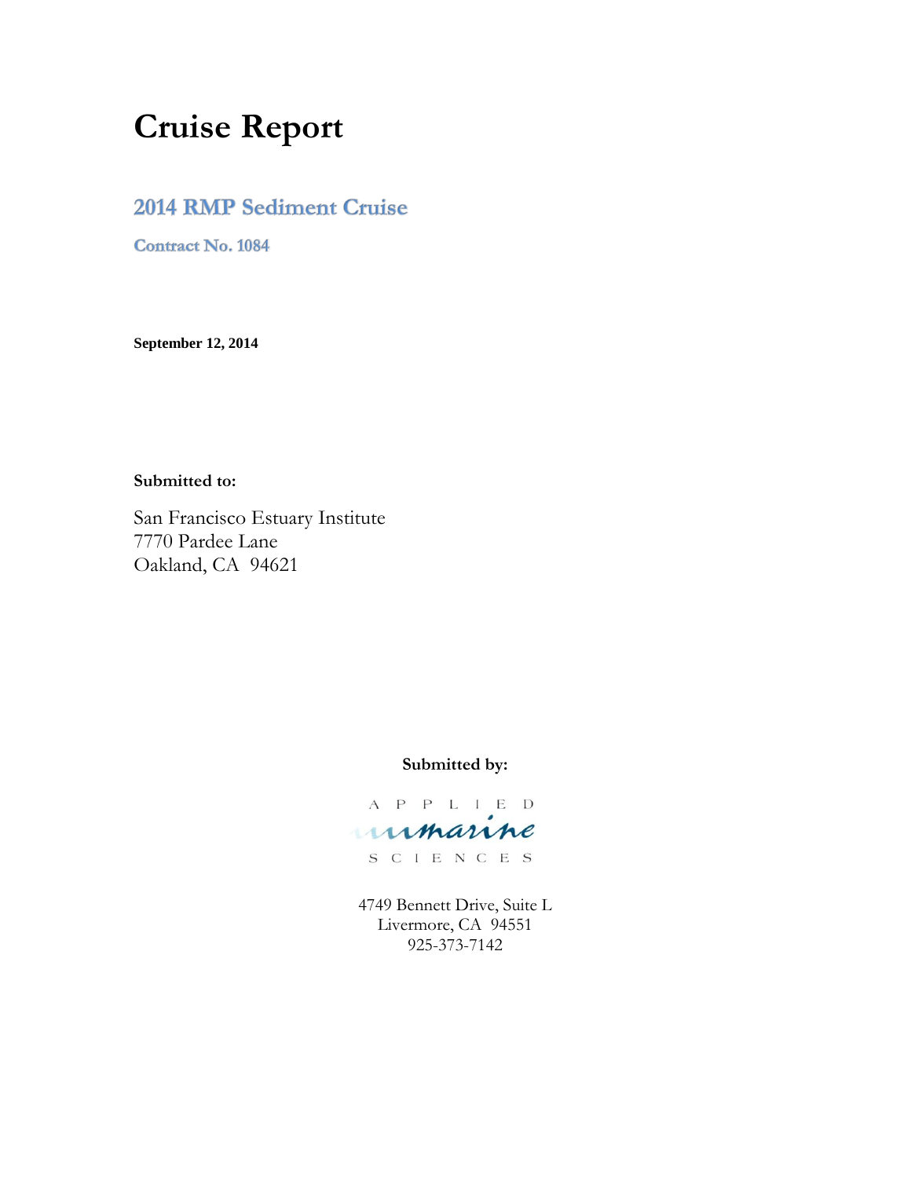# Cruise Report

## 2014 RMP Sediment Cruise

### Contract No. 1084

**September 12, 2014**

**Submitted to:**

San Francisco Estuary Institute
7770 Pardee Lane
Oakland, CA 94621

**Submitted by:**

APPLIED
marine
SCIENCES

4749 Bennett Drive, Suite L
Livermore, CA 94551
925-373-7142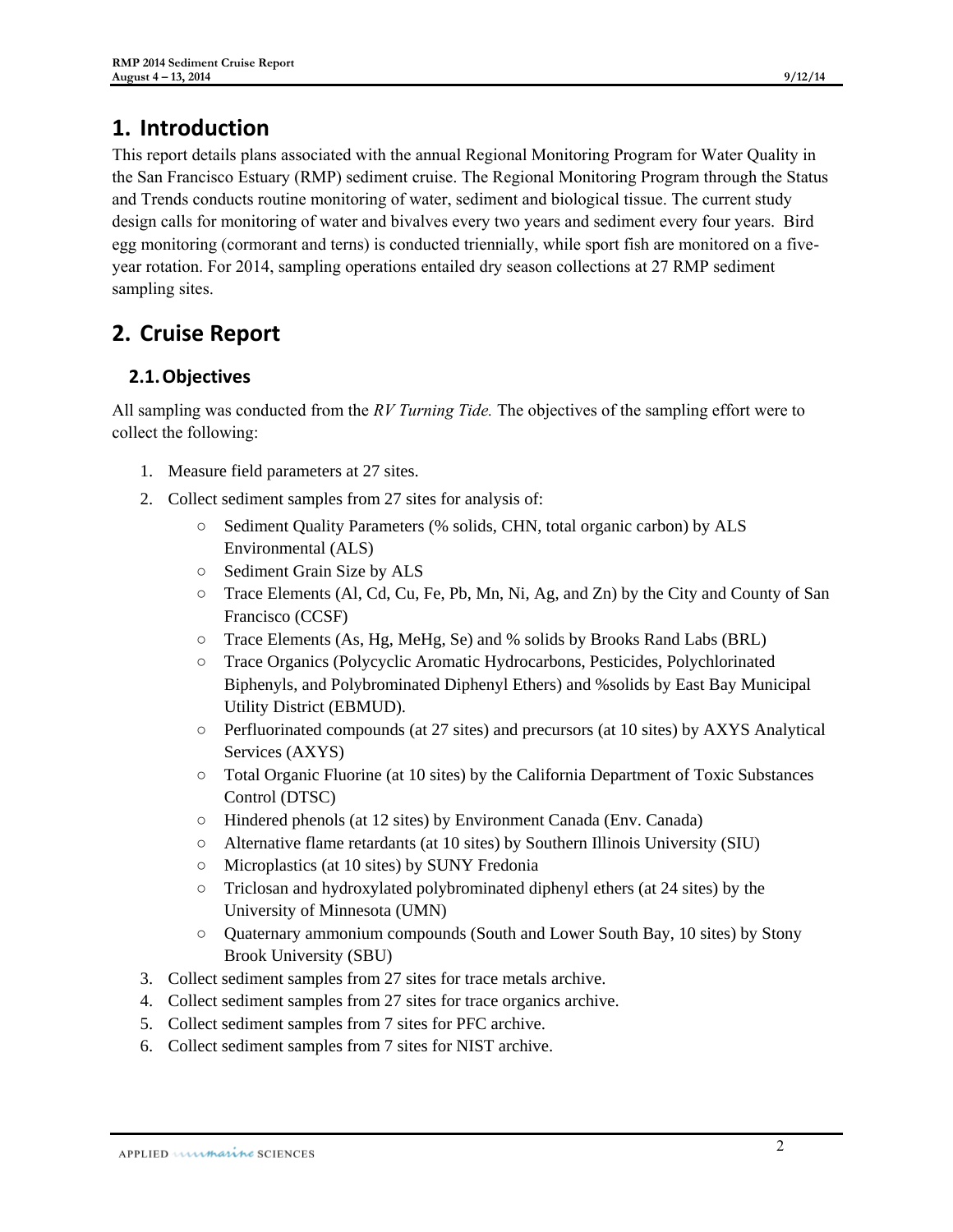# 1. Introduction

This report details plans associated with the annual Regional Monitoring Program for Water Quality in the San Francisco Estuary (RMP) sediment cruise. The Regional Monitoring Program through the Status and Trends conducts routine monitoring of water, sediment and biological tissue. The current study design calls for monitoring of water and bivalves every two years and sediment every four years. Bird egg monitoring (cormorant and terns) is conducted triennially, while sport fish are monitored on a five-year rotation. For 2014, sampling operations entailed dry season collections at 27 RMP sediment sampling sites.

# 2. Cruise Report

## 2.1. Objectives

All sampling was conducted from the *RV Turning Tide.* The objectives of the sampling effort were to collect the following:

1. Measure field parameters at 27 sites.
2. Collect sediment samples from 27 sites for analysis of:
    - Sediment Quality Parameters (% solids, CHN, total organic carbon) by ALS Environmental (ALS)
    - Sediment Grain Size by ALS
    - Trace Elements (Al, Cd, Cu, Fe, Pb, Mn, Ni, Ag, and Zn) by the City and County of San Francisco (CCSF)
    - Trace Elements (As, Hg, MeHg, Se) and % solids by Brooks Rand Labs (BRL)
    - Trace Organics (Polycyclic Aromatic Hydrocarbons, Pesticides, Polychlorinated Biphenyls, and Polybrominated Diphenyl Ethers) and %solids by East Bay Municipal Utility District (EBMUD).
    - Perfluorinated compounds (at 27 sites) and precursors (at 10 sites) by AXYS Analytical Services (AXYS)
    - Total Organic Fluorine (at 10 sites) by the California Department of Toxic Substances Control (DTSC)
    - Hindered phenols (at 12 sites) by Environment Canada (Env. Canada)
    - Alternative flame retardants (at 10 sites) by Southern Illinois University (SIU)
    - Microplastics (at 10 sites) by SUNY Fredonia
    - Triclosan and hydroxylated polybrominated diphenyl ethers (at 24 sites) by the University of Minnesota (UMN)
    - Quaternary ammonium compounds (South and Lower South Bay, 10 sites) by Stony Brook University (SBU)
3. Collect sediment samples from 27 sites for trace metals archive.
4. Collect sediment samples from 27 sites for trace organics archive.
5. Collect sediment samples from 7 sites for PFC archive.
6. Collect sediment samples from 7 sites for NIST archive.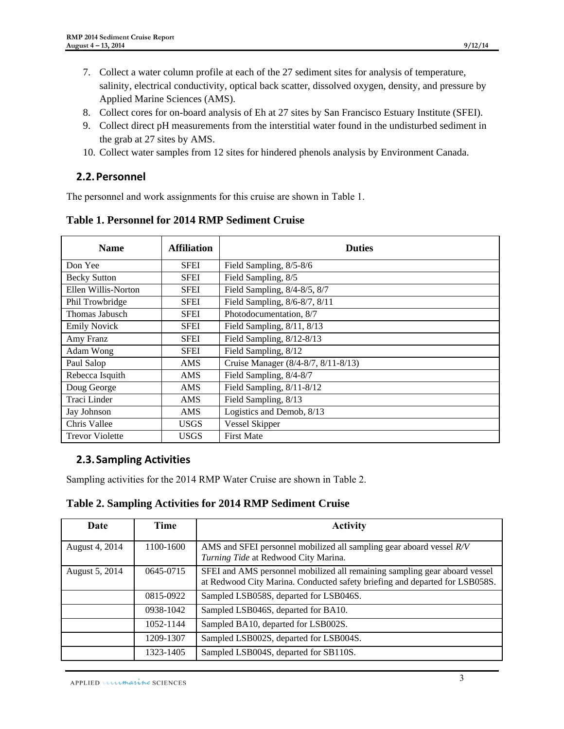7. Collect a water column profile at each of the 27 sediment sites for analysis of temperature, salinity, electrical conductivity, optical back scatter, dissolved oxygen, density, and pressure by Applied Marine Sciences (AMS).
8. Collect cores for on-board analysis of Eh at 27 sites by San Francisco Estuary Institute (SFEI).
9. Collect direct pH measurements from the interstitial water found in the undisturbed sediment in the grab at 27 sites by AMS.
10. Collect water samples from 12 sites for hindered phenols analysis by Environment Canada.

## 2.2. Personnel

The personnel and work assignments for this cruise are shown in Table 1.

**Table 1. Personnel for 2014 RMP Sediment Cruise**

| Name | Affiliation | Duties |
|---|---|---|
| Don Yee | SFEI | Field Sampling, 8/5-8/6 |
| Becky Sutton | SFEI | Field Sampling, 8/5 |
| Ellen Willis-Norton | SFEI | Field Sampling, 8/4-8/5, 8/7 |
| Phil Trowbridge | SFEI | Field Sampling, 8/6-8/7, 8/11 |
| Thomas Jabusch | SFEI | Photodocumentation, 8/7 |
| Emily Novick | SFEI | Field Sampling, 8/11, 8/13 |
| Amy Franz | SFEI | Field Sampling, 8/12-8/13 |
| Adam Wong | SFEI | Field Sampling, 8/12 |
| Paul Salop | AMS | Cruise Manager (8/4-8/7, 8/11-8/13) |
| Rebecca Isquith | AMS | Field Sampling, 8/4-8/7 |
| Doug George | AMS | Field Sampling, 8/11-8/12 |
| Traci Linder | AMS | Field Sampling, 8/13 |
| Jay Johnson | AMS | Logistics and Demob, 8/13 |
| Chris Vallee | USGS | Vessel Skipper |
| Trevor Violette | USGS | First Mate |

## 2.3. Sampling Activities

Sampling activities for the 2014 RMP Water Cruise are shown in Table 2.

**Table 2. Sampling Activities for 2014 RMP Sediment Cruise**

| Date | Time | Activity |
|---|---|---|
| August 4, 2014 | 1100-1600 | AMS and SFEI personnel mobilized all sampling gear aboard vessel *R/V Turning Tide* at Redwood City Marina. |
| August 5, 2014 | 0645-0715 | SFEI and AMS personnel mobilized all remaining sampling gear aboard vessel at Redwood City Marina. Conducted safety briefing and departed for LSB058S. |
| | 0815-0922 | Sampled LSB058S, departed for LSB046S. |
| | 0938-1042 | Sampled LSB046S, departed for BA10. |
| | 1052-1144 | Sampled BA10, departed for LSB002S. |
| | 1209-1307 | Sampled LSB002S, departed for LSB004S. |
| | 1323-1405 | Sampled LSB004S, departed for SB110S. |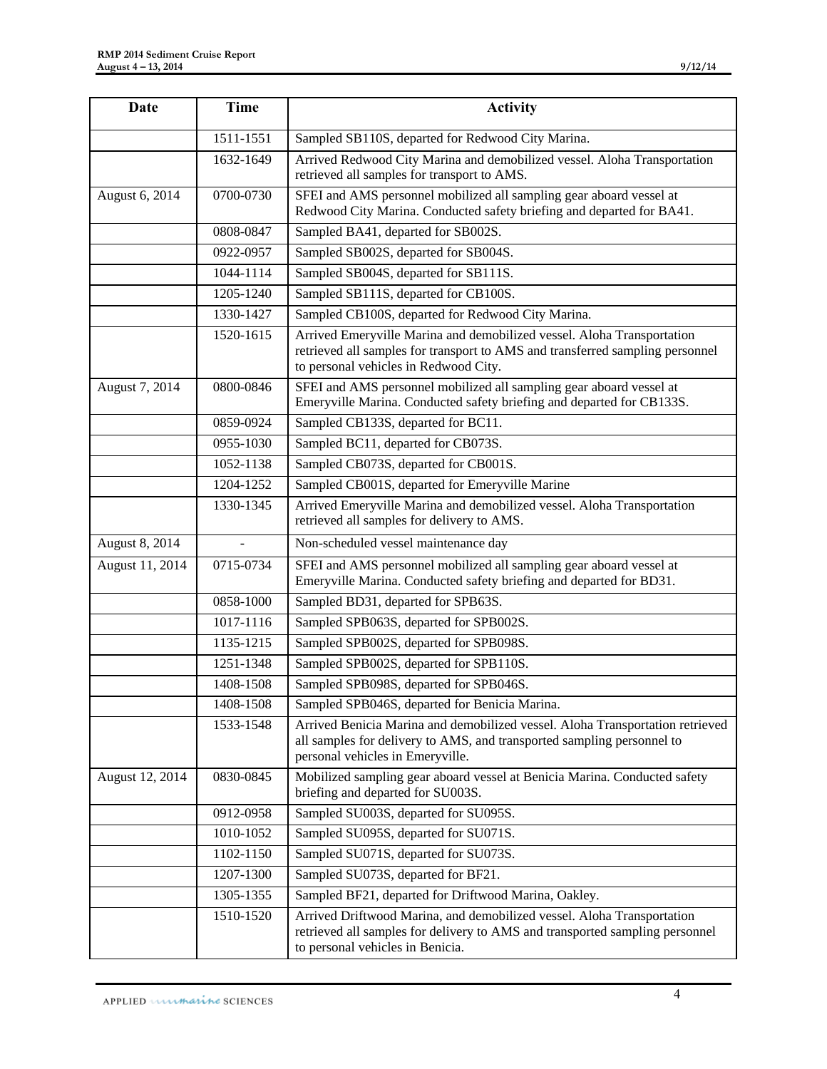| Date | Time | Activity |
|---|---|---|
| | 1511-1551 | Sampled SB110S, departed for Redwood City Marina. |
| | 1632-1649 | Arrived Redwood City Marina and demobilized vessel. Aloha Transportation retrieved all samples for transport to AMS. |
| August 6, 2014 | 0700-0730 | SFEI and AMS personnel mobilized all sampling gear aboard vessel at Redwood City Marina. Conducted safety briefing and departed for BA41. |
| | 0808-0847 | Sampled BA41, departed for SB002S. |
| | 0922-0957 | Sampled SB002S, departed for SB004S. |
| | 1044-1114 | Sampled SB004S, departed for SB111S. |
| | 1205-1240 | Sampled SB111S, departed for CB100S. |
| | 1330-1427 | Sampled CB100S, departed for Redwood City Marina. |
| | 1520-1615 | Arrived Emeryville Marina and demobilized vessel. Aloha Transportation retrieved all samples for transport to AMS and transferred sampling personnel to personal vehicles in Redwood City. |
| August 7, 2014 | 0800-0846 | SFEI and AMS personnel mobilized all sampling gear aboard vessel at Emeryville Marina. Conducted safety briefing and departed for CB133S. |
| | 0859-0924 | Sampled CB133S, departed for BC11. |
| | 0955-1030 | Sampled BC11, departed for CB073S. |
| | 1052-1138 | Sampled CB073S, departed for CB001S. |
| | 1204-1252 | Sampled CB001S, departed for Emeryville Marine |
| | 1330-1345 | Arrived Emeryville Marina and demobilized vessel. Aloha Transportation retrieved all samples for delivery to AMS. |
| August 8, 2014 | - | Non-scheduled vessel maintenance day |
| August 11, 2014 | 0715-0734 | SFEI and AMS personnel mobilized all sampling gear aboard vessel at Emeryville Marina. Conducted safety briefing and departed for BD31. |
| | 0858-1000 | Sampled BD31, departed for SPB63S. |
| | 1017-1116 | Sampled SPB063S, departed for SPB002S. |
| | 1135-1215 | Sampled SPB002S, departed for SPB098S. |
| | 1251-1348 | Sampled SPB002S, departed for SPB110S. |
| | 1408-1508 | Sampled SPB098S, departed for SPB046S. |
| | 1408-1508 | Sampled SPB046S, departed for Benicia Marina. |
| | 1533-1548 | Arrived Benicia Marina and demobilized vessel. Aloha Transportation retrieved all samples for delivery to AMS, and transported sampling personnel to personal vehicles in Emeryville. |
| August 12, 2014 | 0830-0845 | Mobilized sampling gear aboard vessel at Benicia Marina. Conducted safety briefing and departed for SU003S. |
| | 0912-0958 | Sampled SU003S, departed for SU095S. |
| | 1010-1052 | Sampled SU095S, departed for SU071S. |
| | 1102-1150 | Sampled SU071S, departed for SU073S. |
| | 1207-1300 | Sampled SU073S, departed for BF21. |
| | 1305-1355 | Sampled BF21, departed for Driftwood Marina, Oakley. |
| | 1510-1520 | Arrived Driftwood Marina, and demobilized vessel. Aloha Transportation retrieved all samples for delivery to AMS and transported sampling personnel to personal vehicles in Benicia. |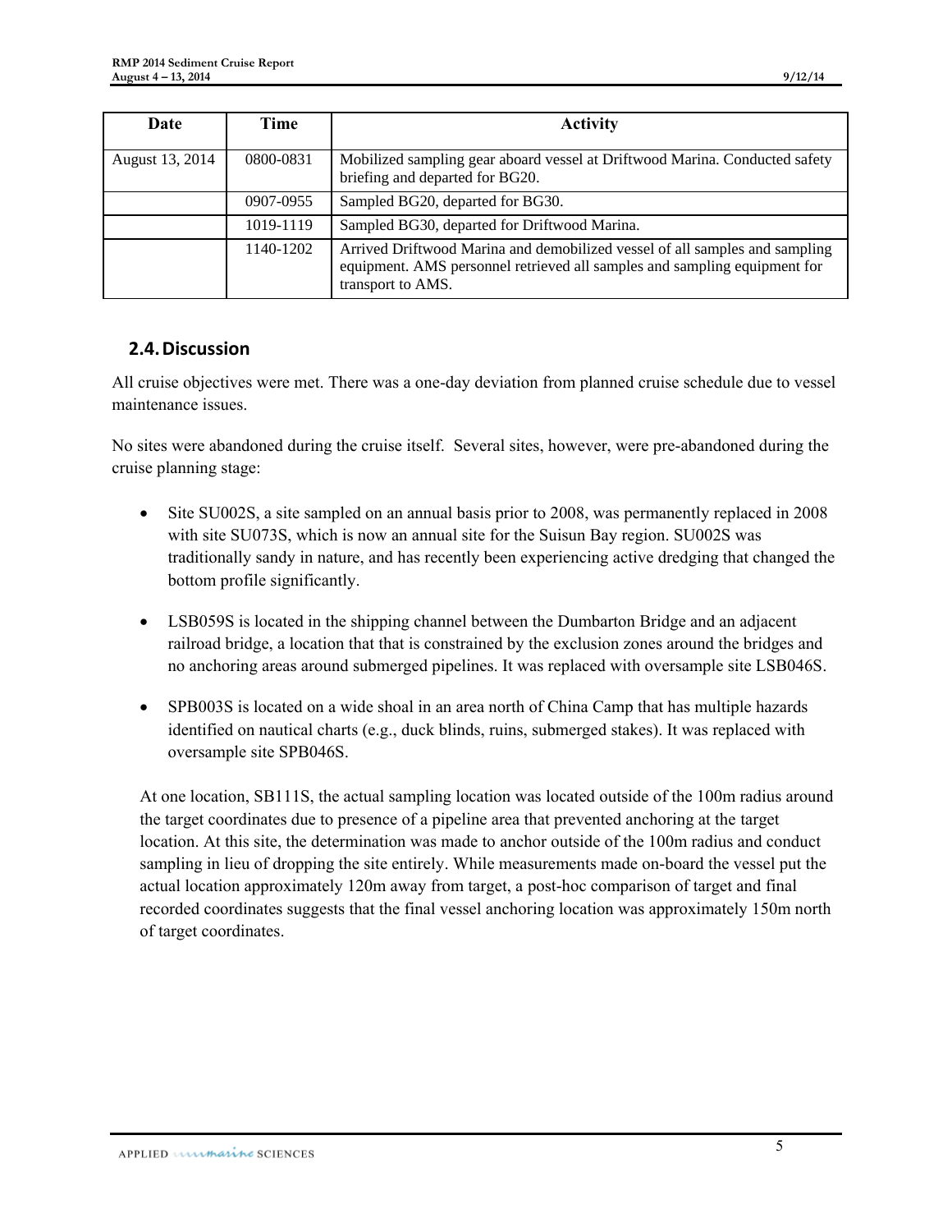| Date | Time | Activity |
| --- | --- | --- |
| August 13, 2014 | 0800-0831 | Mobilized sampling gear aboard vessel at Driftwood Marina. Conducted safety briefing and departed for BG20. |
| | 0907-0955 | Sampled BG20, departed for BG30. |
| | 1019-1119 | Sampled BG30, departed for Driftwood Marina. |
| | 1140-1202 | Arrived Driftwood Marina and demobilized vessel of all samples and sampling equipment. AMS personnel retrieved all samples and sampling equipment for transport to AMS. |

## 2.4. Discussion

All cruise objectives were met. There was a one-day deviation from planned cruise schedule due to vessel maintenance issues.

No sites were abandoned during the cruise itself. Several sites, however, were pre-abandoned during the cruise planning stage:

- Site SU002S, a site sampled on an annual basis prior to 2008, was permanently replaced in 2008 with site SU073S, which is now an annual site for the Suisun Bay region. SU002S was traditionally sandy in nature, and has recently been experiencing active dredging that changed the bottom profile significantly.

- LSB059S is located in the shipping channel between the Dumbarton Bridge and an adjacent railroad bridge, a location that that is constrained by the exclusion zones around the bridges and no anchoring areas around submerged pipelines. It was replaced with oversample site LSB046S.

- SPB003S is located on a wide shoal in an area north of China Camp that has multiple hazards identified on nautical charts (e.g., duck blinds, ruins, submerged stakes). It was replaced with oversample site SPB046S.

At one location, SB111S, the actual sampling location was located outside of the 100m radius around the target coordinates due to presence of a pipeline area that prevented anchoring at the target location. At this site, the determination was made to anchor outside of the 100m radius and conduct sampling in lieu of dropping the site entirely. While measurements made on-board the vessel put the actual location approximately 120m away from target, a post-hoc comparison of target and final recorded coordinates suggests that the final vessel anchoring location was approximately 150m north of target coordinates.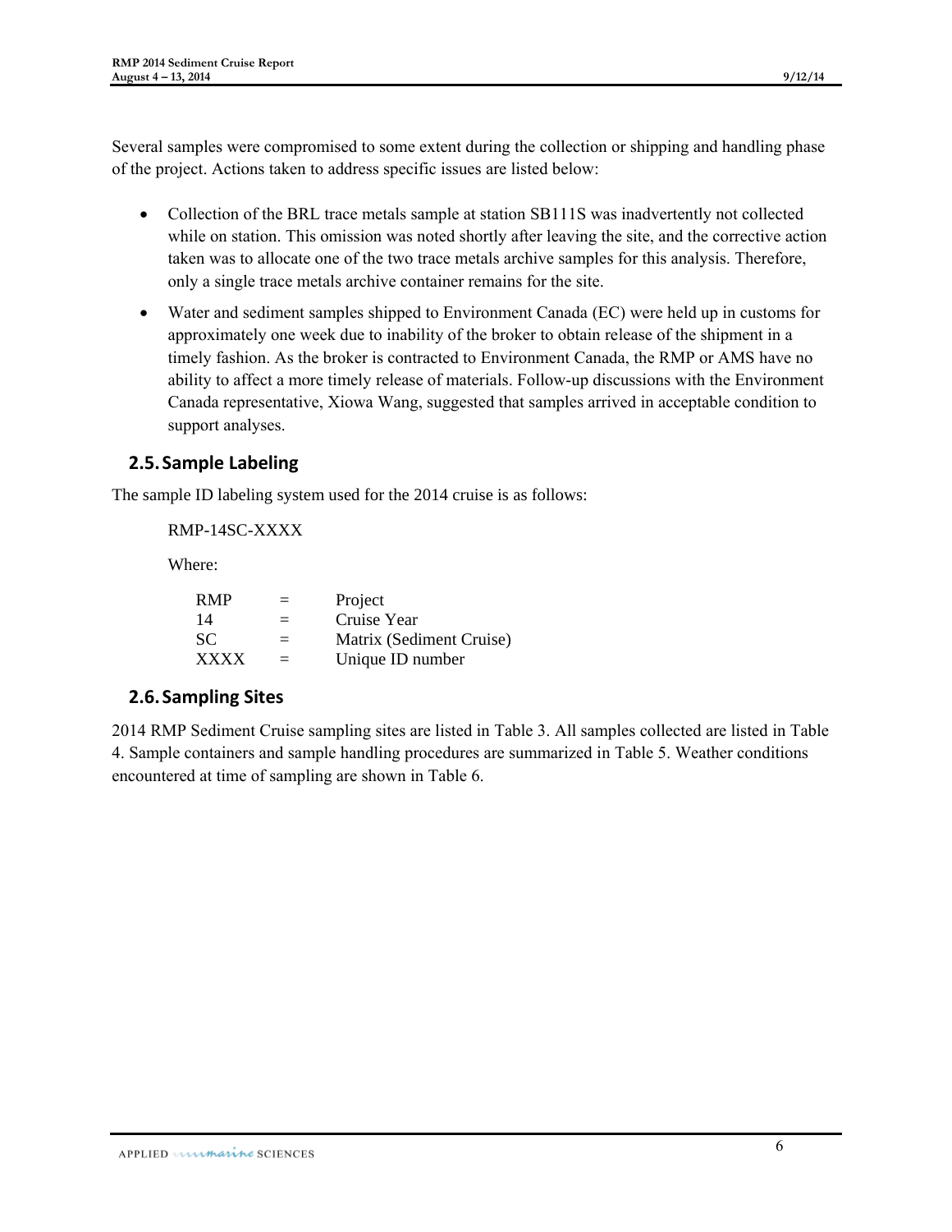Several samples were compromised to some extent during the collection or shipping and handling phase of the project. Actions taken to address specific issues are listed below:

- Collection of the BRL trace metals sample at station SB111S was inadvertently not collected while on station. This omission was noted shortly after leaving the site, and the corrective action taken was to allocate one of the two trace metals archive samples for this analysis. Therefore, only a single trace metals archive container remains for the site.
- Water and sediment samples shipped to Environment Canada (EC) were held up in customs for approximately one week due to inability of the broker to obtain release of the shipment in a timely fashion. As the broker is contracted to Environment Canada, the RMP or AMS have no ability to affect a more timely release of materials. Follow-up discussions with the Environment Canada representative, Xiowa Wang, suggested that samples arrived in acceptable condition to support analyses.

## 2.5. Sample Labeling

The sample ID labeling system used for the 2014 cruise is as follows:

RMP-14SC-XXXX

Where:

| | | |
|---|---|---|
| RMP | = | Project |
| 14 | = | Cruise Year |
| SC | = | Matrix (Sediment Cruise) |
| XXXX | = | Unique ID number |

## 2.6. Sampling Sites

2014 RMP Sediment Cruise sampling sites are listed in Table 3. All samples collected are listed in Table 4. Sample containers and sample handling procedures are summarized in Table 5. Weather conditions encountered at time of sampling are shown in Table 6.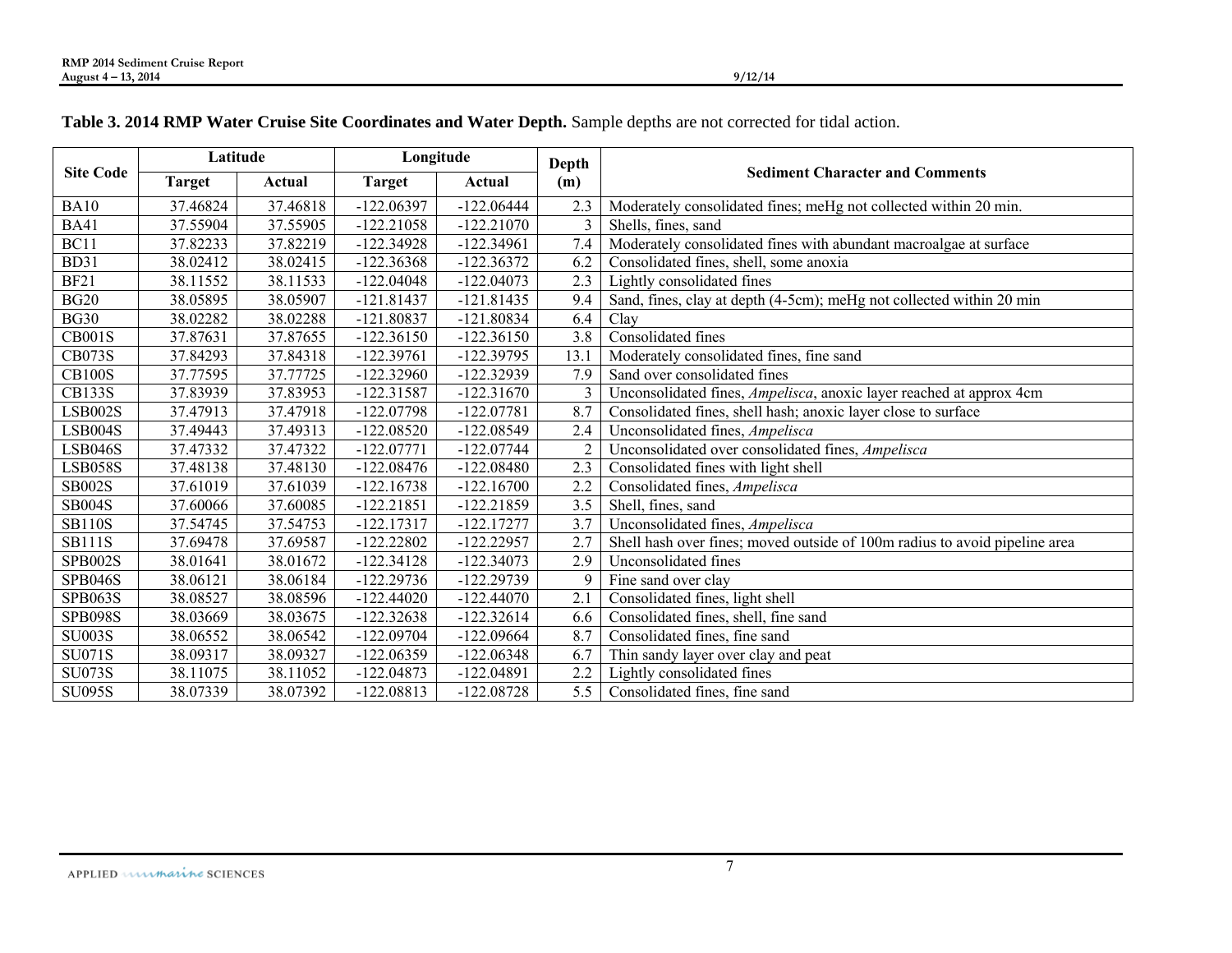**Table 3. 2014 RMP Water Cruise Site Coordinates and Water Depth.** Sample depths are not corrected for tidal action.

| Site Code | Latitude | | Longitude | | Depth (m) | Sediment Character and Comments |
|---|---|---|---|---|---|---|
| | Target | Actual | Target | Actual | | |
| BA10 | 37.46824 | 37.46818 | -122.06397 | -122.06444 | 2.3 | Moderately consolidated fines; meHg not collected within 20 min. |
| BA41 | 37.55904 | 37.55905 | -122.21058 | -122.21070 | 3 | Shells, fines, sand |
| BC11 | 37.82233 | 37.82219 | -122.34928 | -122.34961 | 7.4 | Moderately consolidated fines with abundant macroalgae at surface |
| BD31 | 38.02412 | 38.02415 | -122.36368 | -122.36372 | 6.2 | Consolidated fines, shell, some anoxia |
| BF21 | 38.11552 | 38.11533 | -122.04048 | -122.04073 | 2.3 | Lightly consolidated fines |
| BG20 | 38.05895 | 38.05907 | -121.81437 | -121.81435 | 9.4 | Sand, fines, clay at depth (4-5cm); meHg not collected within 20 min |
| BG30 | 38.02282 | 38.02288 | -121.80837 | -121.80834 | 6.4 | Clay |
| CB001S | 37.87631 | 37.87655 | -122.36150 | -122.36150 | 3.8 | Consolidated fines |
| CB073S | 37.84293 | 37.84318 | -122.39761 | -122.39795 | 13.1 | Moderately consolidated fines, fine sand |
| CB100S | 37.77595 | 37.77725 | -122.32960 | -122.32939 | 7.9 | Sand over consolidated fines |
| CB133S | 37.83939 | 37.83953 | -122.31587 | -122.31670 | 3 | Unconsolidated fines, *Ampelisca*, anoxic layer reached at approx 4cm |
| LSB002S | 37.47913 | 37.47918 | -122.07798 | -122.07781 | 8.7 | Consolidated fines, shell hash; anoxic layer close to surface |
| LSB004S | 37.49443 | 37.49313 | -122.08520 | -122.08549 | 2.4 | Unconsolidated fines, *Ampelisca* |
| LSB046S | 37.47332 | 37.47322 | -122.07771 | -122.07744 | 2 | Unconsolidated over consolidated fines, *Ampelisca* |
| LSB058S | 37.48138 | 37.48130 | -122.08476 | -122.08480 | 2.3 | Consolidated fines with light shell |
| SB002S | 37.61019 | 37.61039 | -122.16738 | -122.16700 | 2.2 | Consolidated fines, *Ampelisca* |
| SB004S | 37.60066 | 37.60085 | -122.21851 | -122.21859 | 3.5 | Shell, fines, sand |
| SB110S | 37.54745 | 37.54753 | -122.17317 | -122.17277 | 3.7 | Unconsolidated fines, *Ampelisca* |
| SB111S | 37.69478 | 37.69587 | -122.22802 | -122.22957 | 2.7 | Shell hash over fines; moved outside of 100m radius to avoid pipeline area |
| SPB002S | 38.01641 | 38.01672 | -122.34128 | -122.34073 | 2.9 | Unconsolidated fines |
| SPB046S | 38.06121 | 38.06184 | -122.29736 | -122.29739 | 9 | Fine sand over clay |
| SPB063S | 38.08527 | 38.08596 | -122.44020 | -122.44070 | 2.1 | Consolidated fines, light shell |
| SPB098S | 38.03669 | 38.03675 | -122.32638 | -122.32614 | 6.6 | Consolidated fines, shell, fine sand |
| SU003S | 38.06552 | 38.06542 | -122.09704 | -122.09664 | 8.7 | Consolidated fines, fine sand |
| SU071S | 38.09317 | 38.09327 | -122.06359 | -122.06348 | 6.7 | Thin sandy layer over clay and peat |
| SU073S | 38.11075 | 38.11052 | -122.04873 | -122.04891 | 2.2 | Lightly consolidated fines |
| SU095S | 38.07339 | 38.07392 | -122.08813 | -122.08728 | 5.5 | Consolidated fines, fine sand |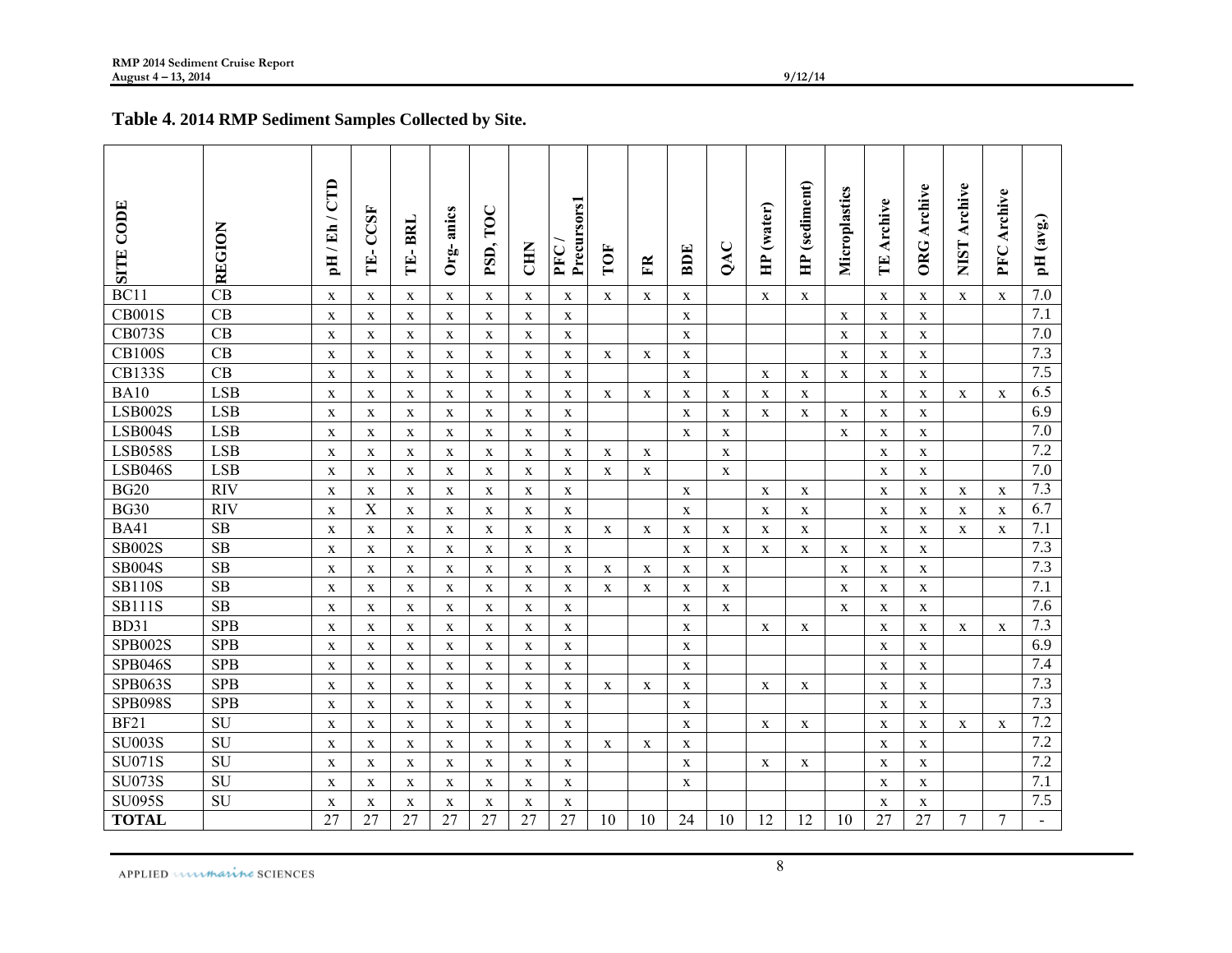**Table 4. 2014 RMP Sediment Samples Collected by Site.**

| SITE CODE | REGION | pH / Eh / CTD | TE-CCSF | TE- BRL | Org- anics | PSD, TOC | CHN | PFC / Precursors1 | TOF | FR | BDE | QAC | HP (water) | HP (sediment) | Microplastics | TE Archive | ORG Archive | NIST Archive | PFC Archive | pH (avg.) |
|---|---|---|---|---|---|---|---|---|---|---|---|---|---|---|---|---|---|---|---|---|
| BC11 | CB | x | x | x | x | x | x | x | x | x | x | | x | x | | x | x | x | x | 7.0 |
| CB001S | CB | x | x | x | x | x | x | x | | | x | | | | x | x | x | | | 7.1 |
| CB073S | CB | x | x | x | x | x | x | x | | | x | | | | x | x | x | | | 7.0 |
| CB100S | CB | x | x | x | x | x | x | x | x | x | x | | | | x | x | x | | | 7.3 |
| CB133S | CB | x | x | x | x | x | x | x | | | x | | x | x | x | x | x | | | 7.5 |
| BA10 | LSB | x | x | x | x | x | x | x | x | x | x | x | x | x | | x | x | x | x | 6.5 |
| LSB002S | LSB | x | x | x | x | x | x | x | | | x | x | x | x | x | x | x | | | 6.9 |
| LSB004S | LSB | x | x | x | x | x | x | x | | | x | x | | | x | x | x | | | 7.0 |
| LSB058S | LSB | x | x | x | x | x | x | x | x | x | | x | | | | x | x | | | 7.2 |
| LSB046S | LSB | x | x | x | x | x | x | x | x | x | | x | | | | x | x | | | 7.0 |
| BG20 | RIV | x | x | x | x | x | x | x | | | x | | x | x | | x | x | x | x | 7.3 |
| BG30 | RIV | x | X | x | x | x | x | x | | | x | | x | x | | x | x | x | x | 6.7 |
| BA41 | SB | x | x | x | x | x | x | x | x | x | x | x | x | x | | x | x | x | x | 7.1 |
| SB002S | SB | x | x | x | x | x | x | x | | | x | x | x | x | x | x | x | | | 7.3 |
| SB004S | SB | x | x | x | x | x | x | x | x | x | x | x | | | x | x | x | | | 7.3 |
| SB110S | SB | x | x | x | x | x | x | x | x | x | x | x | | | x | x | x | | | 7.1 |
| SB111S | SB | x | x | x | x | x | x | x | | | x | x | | | x | x | x | | | 7.6 |
| BD31 | SPB | x | x | x | x | x | x | x | | | x | | x | x | | x | x | x | x | 7.3 |
| SPB002S | SPB | x | x | x | x | x | x | x | | | x | | | | | x | x | | | 6.9 |
| SPB046S | SPB | x | x | x | x | x | x | x | | | x | | | | | x | x | | | 7.4 |
| SPB063S | SPB | x | x | x | x | x | x | x | x | x | x | | x | x | | x | x | | | 7.3 |
| SPB098S | SPB | x | x | x | x | x | x | x | | | x | | | | | x | x | | | 7.3 |
| BF21 | SU | x | x | x | x | x | x | x | | | x | | x | x | | x | x | x | x | 7.2 |
| SU003S | SU | x | x | x | x | x | x | x | x | x | x | | | | | x | x | | | 7.2 |
| SU071S | SU | x | x | x | x | x | x | x | | | x | | x | x | | x | x | | | 7.2 |
| SU073S | SU | x | x | x | x | x | x | x | | | x | | | | | x | x | | | 7.1 |
| SU095S | SU | x | x | x | x | x | x | x | | | | | | | | x | x | | | 7.5 |
| **TOTAL** | | 27 | 27 | 27 | 27 | 27 | 27 | 27 | 10 | 10 | 24 | 10 | 12 | 12 | 10 | 27 | 27 | 7 | 7 | - |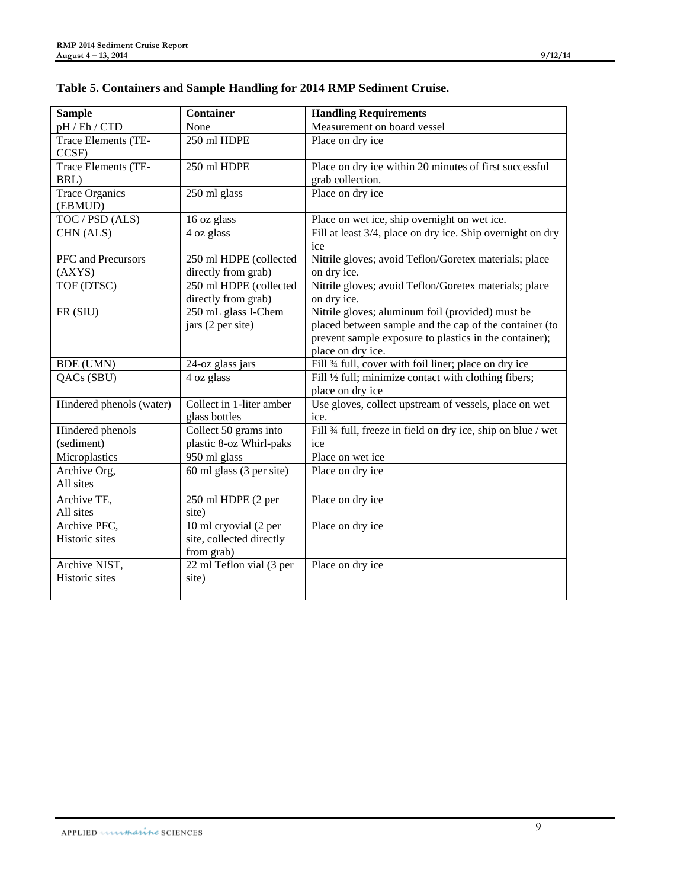**Table 5. Containers and Sample Handling for 2014 RMP Sediment Cruise.**

| Sample | Container | Handling Requirements |
| --- | --- | --- |
| pH / Eh / CTD | None | Measurement on board vessel |
| Trace Elements (TE-CCSF) | 250 ml HDPE | Place on dry ice |
| Trace Elements (TE-BRL) | 250 ml HDPE | Place on dry ice within 20 minutes of first successful grab collection. |
| Trace Organics (EBMUD) | 250 ml glass | Place on dry ice |
| TOC / PSD (ALS) | 16 oz glass | Place on wet ice, ship overnight on wet ice. |
| CHN (ALS) | 4 oz glass | Fill at least 3/4, place on dry ice. Ship overnight on dry ice |
| PFC and Precursors (AXYS) | 250 ml HDPE (collected directly from grab) | Nitrile gloves; avoid Teflon/Goretex materials; place on dry ice. |
| TOF (DTSC) | 250 ml HDPE (collected directly from grab) | Nitrile gloves; avoid Teflon/Goretex materials; place on dry ice. |
| FR (SIU) | 250 mL glass I-Chem jars (2 per site) | Nitrile gloves; aluminum foil (provided) must be placed between sample and the cap of the container (to prevent sample exposure to plastics in the container); place on dry ice. |
| BDE (UMN) | 24-oz glass jars | Fill ¾ full, cover with foil liner; place on dry ice |
| QACs (SBU) | 4 oz glass | Fill ½ full; minimize contact with clothing fibers; place on dry ice |
| Hindered phenols (water) | Collect in 1-liter amber glass bottles | Use gloves, collect upstream of vessels, place on wet ice. |
| Hindered phenols (sediment) | Collect 50 grams into plastic 8-oz Whirl-paks | Fill ¾ full, freeze in field on dry ice, ship on blue / wet ice |
| Microplastics | 950 ml glass | Place on wet ice |
| Archive Org, All sites | 60 ml glass (3 per site) | Place on dry ice |
| Archive TE, All sites | 250 ml HDPE (2 per site) | Place on dry ice |
| Archive PFC, Historic sites | 10 ml cryovial (2 per site, collected directly from grab) | Place on dry ice |
| Archive NIST, Historic sites | 22 ml Teflon vial (3 per site) | Place on dry ice |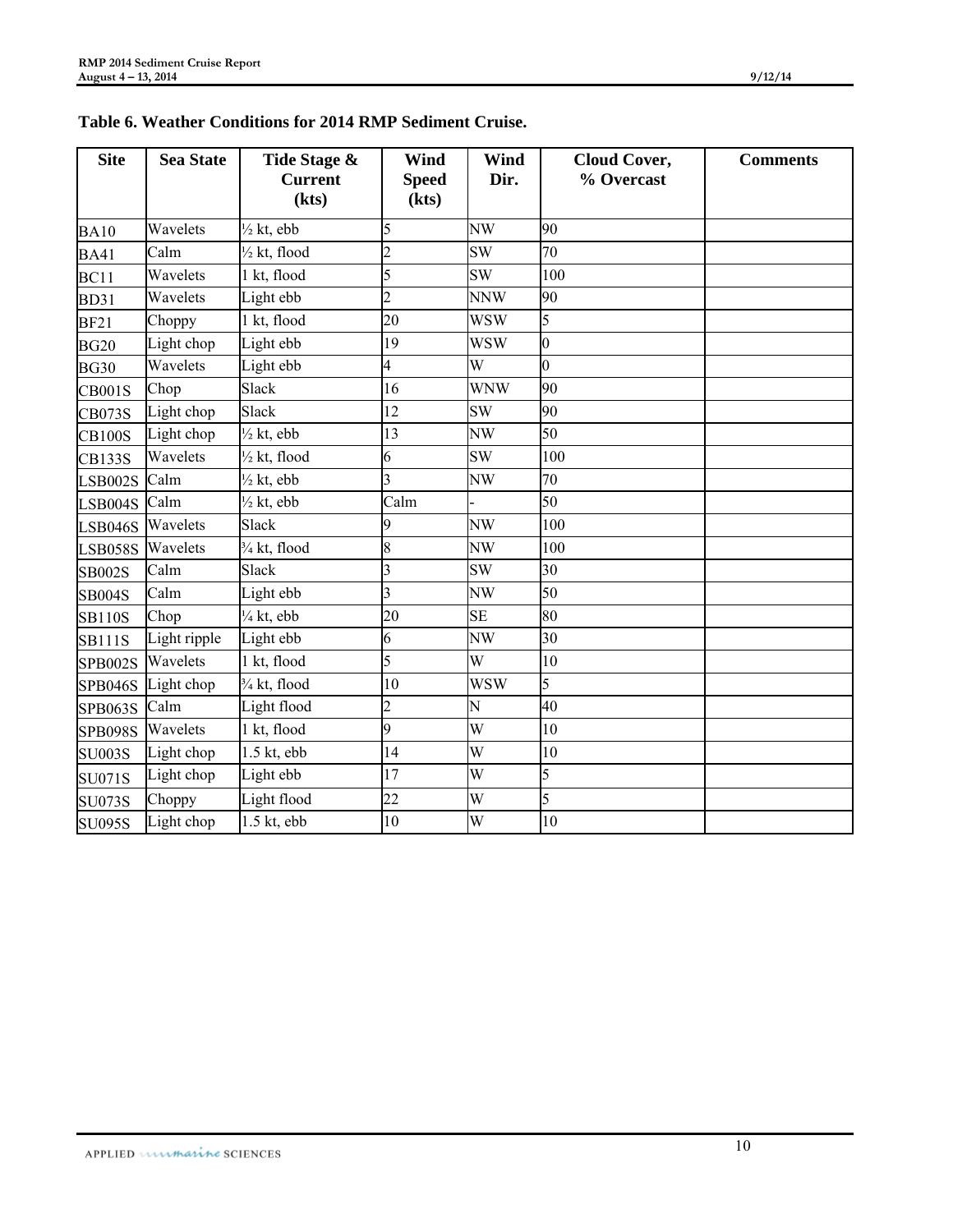**Table 6. Weather Conditions for 2014 RMP Sediment Cruise.**

| Site | Sea State | Tide Stage & Current (kts) | Wind Speed (kts) | Wind Dir. | Cloud Cover, % Overcast | Comments |
|---|---|---|---|---|---|---|
| BA10 | Wavelets | ½ kt, ebb | 5 | NW | 90 | |
| BA41 | Calm | ½ kt, flood | 2 | SW | 70 | |
| BC11 | Wavelets | 1 kt, flood | 5 | SW | 100 | |
| BD31 | Wavelets | Light ebb | 2 | NNW | 90 | |
| BF21 | Choppy | 1 kt, flood | 20 | WSW | 5 | |
| BG20 | Light chop | Light ebb | 19 | WSW | 0 | |
| BG30 | Wavelets | Light ebb | 4 | W | 0 | |
| CB001S | Chop | Slack | 16 | WNW | 90 | |
| CB073S | Light chop | Slack | 12 | SW | 90 | |
| CB100S | Light chop | ½ kt, ebb | 13 | NW | 50 | |
| CB133S | Wavelets | ½ kt, flood | 6 | SW | 100 | |
| LSB002S | Calm | ½ kt, ebb | 3 | NW | 70 | |
| LSB004S | Calm | ½ kt, ebb | Calm | - | 50 | |
| LSB046S | Wavelets | Slack | 9 | NW | 100 | |
| LSB058S | Wavelets | ¾ kt, flood | 8 | NW | 100 | |
| SB002S | Calm | Slack | 3 | SW | 30 | |
| SB004S | Calm | Light ebb | 3 | NW | 50 | |
| SB110S | Chop | ¼ kt, ebb | 20 | SE | 80 | |
| SB111S | Light ripple | Light ebb | 6 | NW | 30 | |
| SPB002S | Wavelets | 1 kt, flood | 5 | W | 10 | |
| SPB046S | Light chop | ¾ kt, flood | 10 | WSW | 5 | |
| SPB063S | Calm | Light flood | 2 | N | 40 | |
| SPB098S | Wavelets | 1 kt, flood | 9 | W | 10 | |
| SU003S | Light chop | 1.5 kt, ebb | 14 | W | 10 | |
| SU071S | Light chop | Light ebb | 17 | W | 5 | |
| SU073S | Choppy | Light flood | 22 | W | 5 | |
| SU095S | Light chop | 1.5 kt, ebb | 10 | W | 10 | |